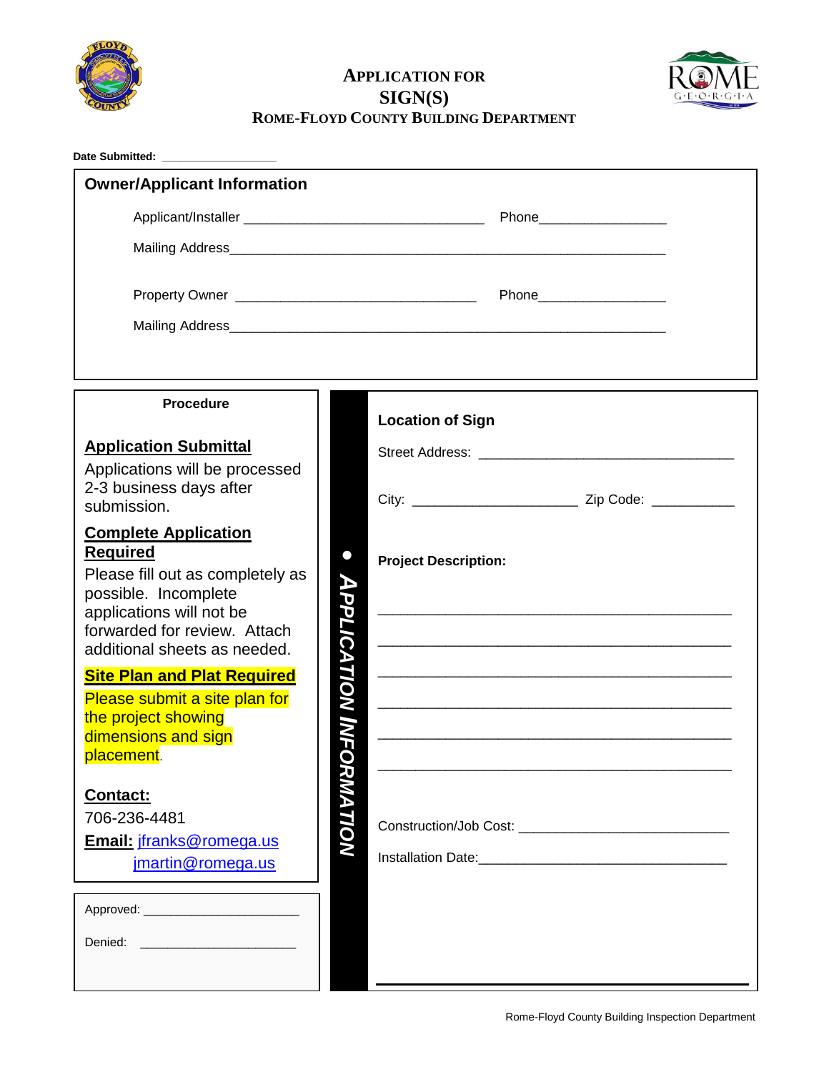# APPLICATION FOR SIGN(S)

## ROME-FLOYD COUNTY BUILDING DEPARTMENT

**Date Submitted:** __________________

## Owner/Applicant Information

Applicant/Installer ________________________________ Phone________________

Mailing Address__________________________________________________________

Property Owner ________________________________ Phone________________

Mailing Address__________________________________________________________

### Procedure

**Application Submittal**

Applications will be processed 2-3 business days after submission.

**Complete Application Required**

Please fill out as completely as possible. Incomplete applications will not be forwarded for review. Attach additional sheets as needed.

**Site Plan and Plat Required**

Please submit a site plan for the project showing dimensions and sign placement.

**Contact:**

706-236-4481

**Email:** jfranks@romega.us

jmartin@romega.us

Approved: ______________________

Denied: ______________________

### • APPLICATION INFORMATION

**Location of Sign**

Street Address: __________________________________

City: _____________________ Zip Code: ___________

**Project Description:**

______________________________________________

______________________________________________

______________________________________________

______________________________________________

______________________________________________

______________________________________________

Construction/Job Cost: ___________________________

Installation Date:________________________________

Rome-Floyd County Building Inspection Department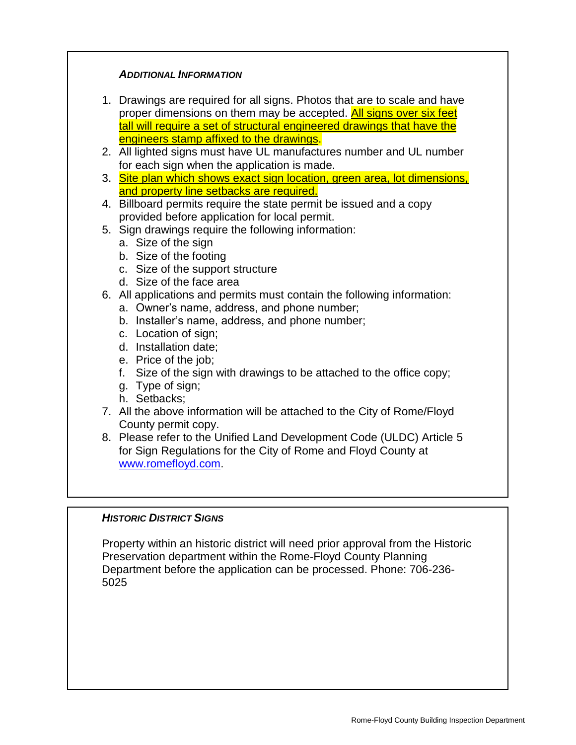### *Additional Information*

1. Drawings are required for all signs. Photos that are to scale and have proper dimensions on them may be accepted. All signs over six feet tall will require a set of structural engineered drawings that have the engineers stamp affixed to the drawings.
2. All lighted signs must have UL manufactures number and UL number for each sign when the application is made.
3. Site plan which shows exact sign location, green area, lot dimensions, and property line setbacks are required.
4. Billboard permits require the state permit be issued and a copy provided before application for local permit.
5. Sign drawings require the following information:
   a. Size of the sign
   b. Size of the footing
   c. Size of the support structure
   d. Size of the face area
6. All applications and permits must contain the following information:
   a. Owner's name, address, and phone number;
   b. Installer's name, address, and phone number;
   c. Location of sign;
   d. Installation date;
   e. Price of the job;
   f. Size of the sign with drawings to be attached to the office copy;
   g. Type of sign;
   h. Setbacks;
7. All the above information will be attached to the City of Rome/Floyd County permit copy.
8. Please refer to the Unified Land Development Code (ULDC) Article 5 for Sign Regulations for the City of Rome and Floyd County at www.romefloyd.com.

### *Historic District Signs*

Property within an historic district will need prior approval from the Historic Preservation department within the Rome-Floyd County Planning Department before the application can be processed. Phone: 706-236-5025